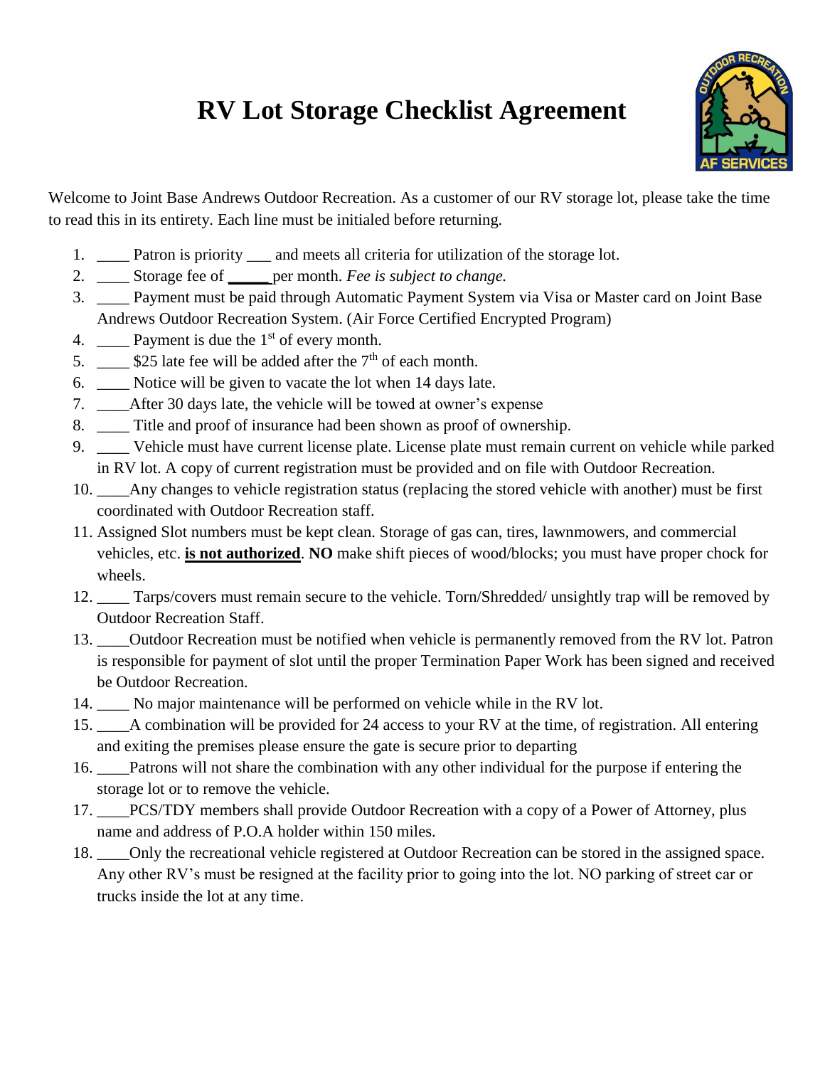# RV Lot Storage Checklist Agreement

Welcome to Joint Base Andrews Outdoor Recreation. As a customer of our RV storage lot, please take the time to read this in its entirety. Each line must be initialed before returning.

1. ____ Patron is priority ___ and meets all criteria for utilization of the storage lot.
2. ____ Storage fee of ______ per month. *Fee is subject to change.*
3. ____ Payment must be paid through Automatic Payment System via Visa or Master card on Joint Base Andrews Outdoor Recreation System. (Air Force Certified Encrypted Program)
4. ____ Payment is due the 1st of every month.
5. ____ $25 late fee will be added after the 7th of each month.
6. ____ Notice will be given to vacate the lot when 14 days late.
7. ____After 30 days late, the vehicle will be towed at owner's expense
8. ____ Title and proof of insurance had been shown as proof of ownership.
9. ____ Vehicle must have current license plate. License plate must remain current on vehicle while parked in RV lot. A copy of current registration must be provided and on file with Outdoor Recreation.
10. ____Any changes to vehicle registration status (replacing the stored vehicle with another) must be first coordinated with Outdoor Recreation staff.
11. Assigned Slot numbers must be kept clean. Storage of gas can, tires, lawnmowers, and commercial vehicles, etc. **<u>is not authorized</u>**. **NO** make shift pieces of wood/blocks; you must have proper chock for wheels.
12. ____ Tarps/covers must remain secure to the vehicle. Torn/Shredded/ unsightly trap will be removed by Outdoor Recreation Staff.
13. ____Outdoor Recreation must be notified when vehicle is permanently removed from the RV lot. Patron is responsible for payment of slot until the proper Termination Paper Work has been signed and received be Outdoor Recreation.
14. ____ No major maintenance will be performed on vehicle while in the RV lot.
15. ____A combination will be provided for 24 access to your RV at the time, of registration. All entering and exiting the premises please ensure the gate is secure prior to departing
16. ____Patrons will not share the combination with any other individual for the purpose if entering the storage lot or to remove the vehicle.
17. ____PCS/TDY members shall provide Outdoor Recreation with a copy of a Power of Attorney, plus name and address of P.O.A holder within 150 miles.
18. ____Only the recreational vehicle registered at Outdoor Recreation can be stored in the assigned space. Any other RV's must be resigned at the facility prior to going into the lot. NO parking of street car or trucks inside the lot at any time.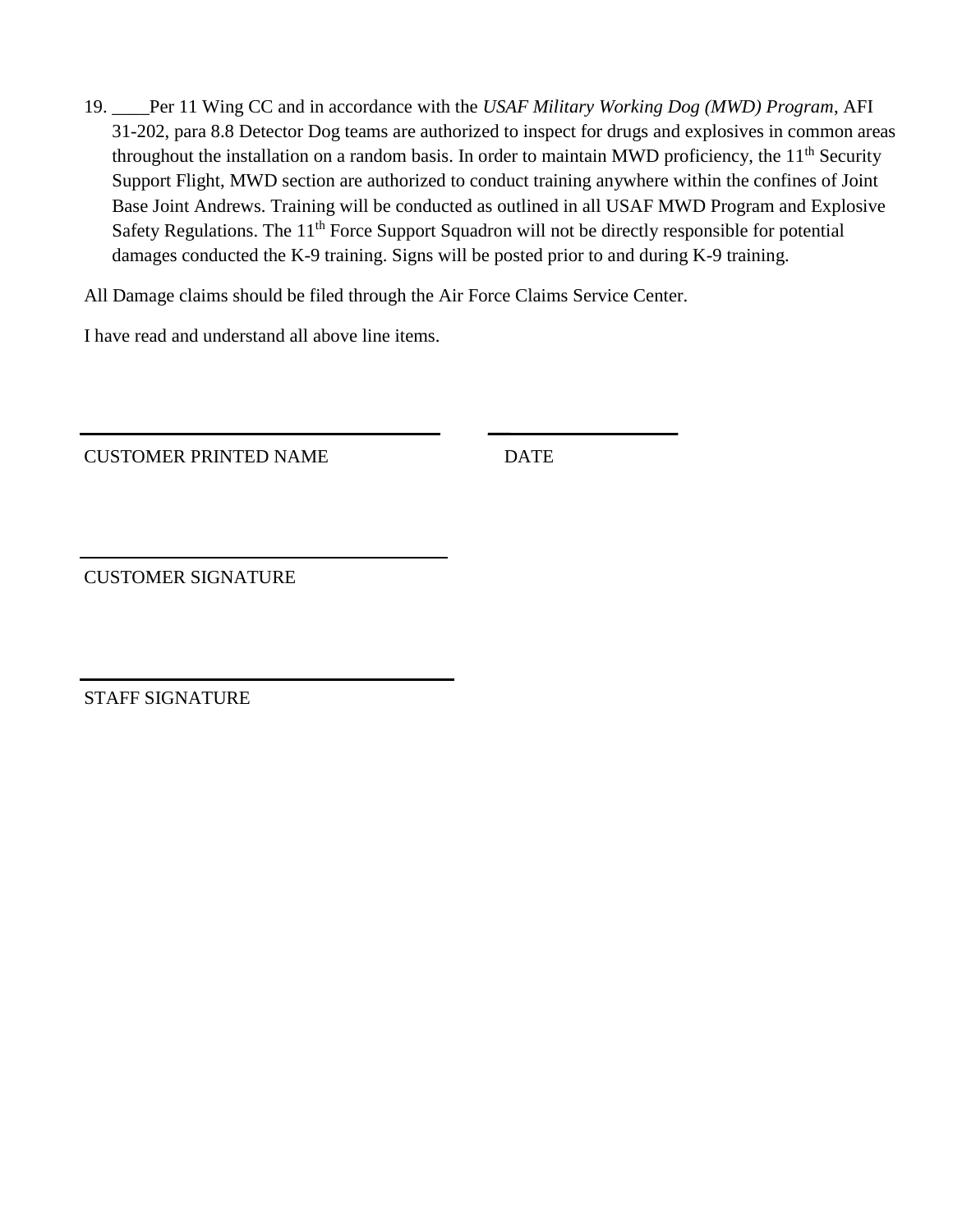19. \_\_\_\_Per 11 Wing CC and in accordance with the *USAF Military Working Dog (MWD) Program*, AFI 31-202, para 8.8 Detector Dog teams are authorized to inspect for drugs and explosives in common areas throughout the installation on a random basis. In order to maintain MWD proficiency, the 11th Security Support Flight, MWD section are authorized to conduct training anywhere within the confines of Joint Base Joint Andrews. Training will be conducted as outlined in all USAF MWD Program and Explosive Safety Regulations. The 11th Force Support Squadron will not be directly responsible for potential damages conducted the K-9 training. Signs will be posted prior to and during K-9 training.

All Damage claims should be filed through the Air Force Claims Service Center.

I have read and understand all above line items.

\_\_\_\_\_\_\_\_\_\_\_\_\_\_\_\_\_\_\_\_\_\_\_\_\_\_\_\_\_\_\_\_\_\_\_\_ \_\_\_\_\_\_\_\_\_\_\_\_\_\_\_\_\_\_\_\_

CUSTOMER PRINTED NAME DATE

\_\_\_\_\_\_\_\_\_\_\_\_\_\_\_\_\_\_\_\_\_\_\_\_\_\_\_\_\_\_\_\_\_\_\_\_

CUSTOMER SIGNATURE

\_\_\_\_\_\_\_\_\_\_\_\_\_\_\_\_\_\_\_\_\_\_\_\_\_\_\_\_\_\_\_\_\_\_\_\_

STAFF SIGNATURE